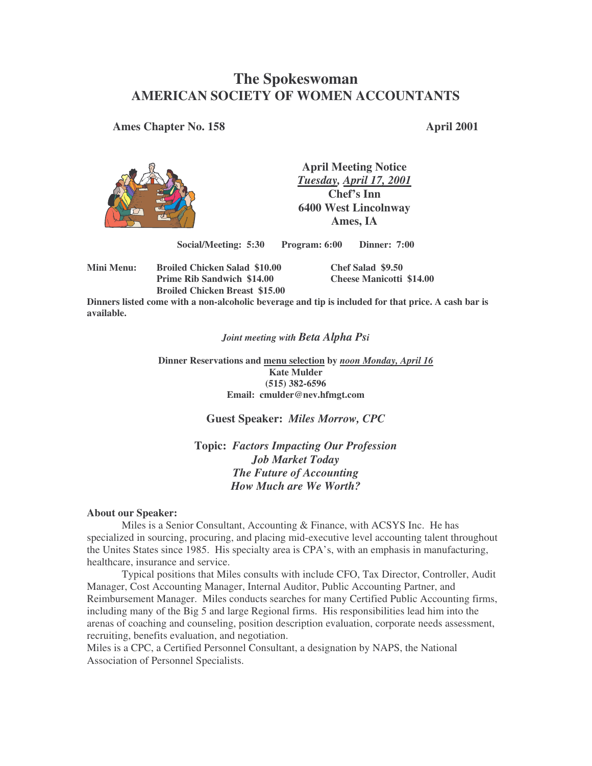# The Spokeswoman
## AMERICAN SOCIETY OF WOMEN ACCOUNTANTS

**Ames Chapter No. 158** **April 2001**

**April Meeting Notice**
***Tuesday, April 17, 2001***
**Chef's Inn**
**6400 West Lincolnway**
**Ames, IA**

**Social/Meeting: 5:30 Program: 6:00 Dinner: 7:00**

| Mini Menu: | | |
|---|---|---|
| | Broiled Chicken Salad $10.00 | Chef Salad $9.50 |
| | Prime Rib Sandwich $14.00 | Cheese Manicotti $14.00 |
| | Broiled Chicken Breast $15.00 | |

**Dinners listed come with a non-alcoholic beverage and tip is included for that price. A cash bar is available.**

*Joint meeting with Beta Alpha Psi*

**Dinner Reservations and menu selection by *noon Monday, April 16***
**Kate Mulder**
**(515) 382-6596**
**Email: cmulder@nev.hfmgt.com**

**Guest Speaker:** ***Miles Morrow, CPC***

**Topic:** ***Factors Impacting Our Profession***
***Job Market Today***
***The Future of Accounting***
***How Much are We Worth?***

**About our Speaker:**

Miles is a Senior Consultant, Accounting & Finance, with ACSYS Inc. He has specialized in sourcing, procuring, and placing mid-executive level accounting talent throughout the Unites States since 1985. His specialty area is CPA's, with an emphasis in manufacturing, healthcare, insurance and service.

Typical positions that Miles consults with include CFO, Tax Director, Controller, Audit Manager, Cost Accounting Manager, Internal Auditor, Public Accounting Partner, and Reimbursement Manager. Miles conducts searches for many Certified Public Accounting firms, including many of the Big 5 and large Regional firms. His responsibilities lead him into the arenas of coaching and counseling, position description evaluation, corporate needs assessment, recruiting, benefits evaluation, and negotiation.

Miles is a CPC, a Certified Personnel Consultant, a designation by NAPS, the National Association of Personnel Specialists.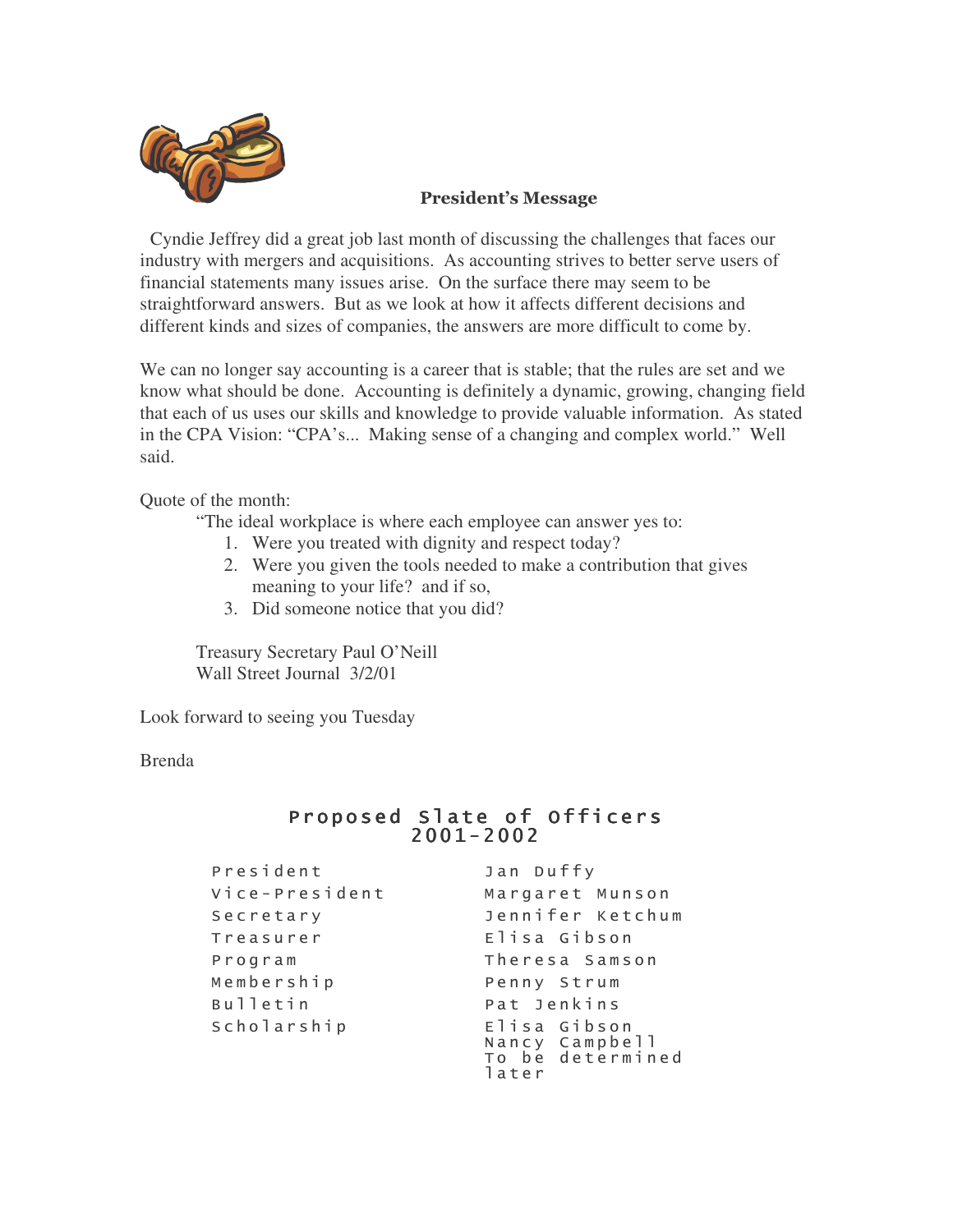## President's Message

Cyndie Jeffrey did a great job last month of discussing the challenges that faces our industry with mergers and acquisitions. As accounting strives to better serve users of financial statements many issues arise. On the surface there may seem to be straightforward answers. But as we look at how it affects different decisions and different kinds and sizes of companies, the answers are more difficult to come by.

We can no longer say accounting is a career that is stable; that the rules are set and we know what should be done. Accounting is definitely a dynamic, growing, changing field that each of us uses our skills and knowledge to provide valuable information. As stated in the CPA Vision: "CPA's... Making sense of a changing and complex world." Well said.

Quote of the month:

> "The ideal workplace is where each employee can answer yes to:
> 1. Were you treated with dignity and respect today?
> 2. Were you given the tools needed to make a contribution that gives meaning to your life? and if so,
> 3. Did someone notice that you did?
>
> Treasury Secretary Paul O'Neill
> Wall Street Journal 3/2/01

Look forward to seeing you Tuesday

Brenda

## Proposed Slate of Officers 2001-2002

| | |
|---|---|
| President | Jan Duffy |
| Vice-President | Margaret Munson |
| Secretary | Jennifer Ketchum |
| Treasurer | Elisa Gibson |
| Program | Theresa Samson |
| Membership | Penny Strum |
| Bulletin | Pat Jenkins |
| Scholarship | Elisa Gibson<br>Nancy Campbell<br>To be determined later |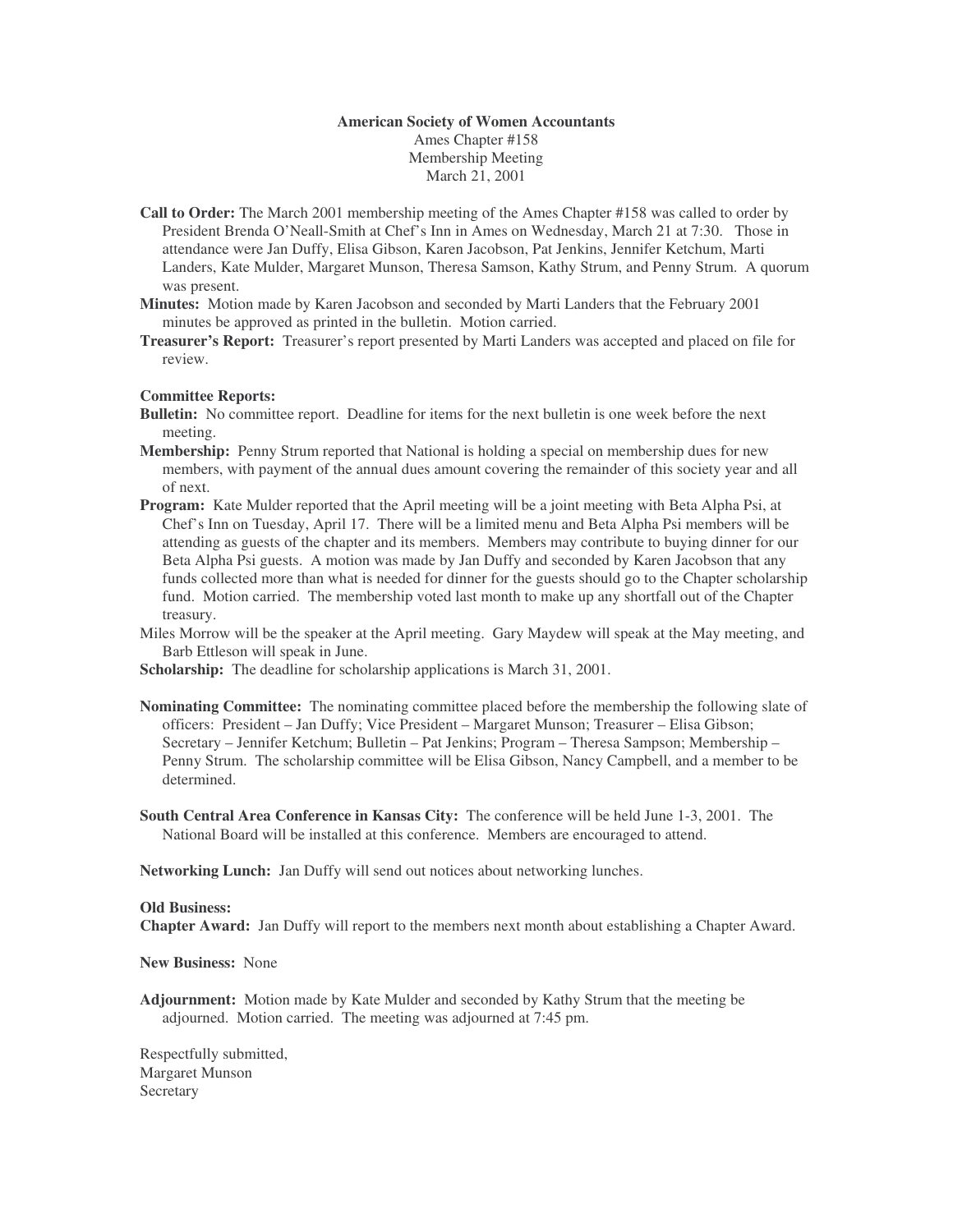**American Society of Women Accountants**
Ames Chapter #158
Membership Meeting
March 21, 2001

**Call to Order:** The March 2001 membership meeting of the Ames Chapter #158 was called to order by President Brenda O'Neall-Smith at Chef's Inn in Ames on Wednesday, March 21 at 7:30. Those in attendance were Jan Duffy, Elisa Gibson, Karen Jacobson, Pat Jenkins, Jennifer Ketchum, Marti Landers, Kate Mulder, Margaret Munson, Theresa Samson, Kathy Strum, and Penny Strum. A quorum was present.

**Minutes:** Motion made by Karen Jacobson and seconded by Marti Landers that the February 2001 minutes be approved as printed in the bulletin. Motion carried.

**Treasurer's Report:** Treasurer's report presented by Marti Landers was accepted and placed on file for review.

**Committee Reports:**

**Bulletin:** No committee report. Deadline for items for the next bulletin is one week before the next meeting.

**Membership:** Penny Strum reported that National is holding a special on membership dues for new members, with payment of the annual dues amount covering the remainder of this society year and all of next.

**Program:** Kate Mulder reported that the April meeting will be a joint meeting with Beta Alpha Psi, at Chef's Inn on Tuesday, April 17. There will be a limited menu and Beta Alpha Psi members will be attending as guests of the chapter and its members. Members may contribute to buying dinner for our Beta Alpha Psi guests. A motion was made by Jan Duffy and seconded by Karen Jacobson that any funds collected more than what is needed for dinner for the guests should go to the Chapter scholarship fund. Motion carried. The membership voted last month to make up any shortfall out of the Chapter treasury.

Miles Morrow will be the speaker at the April meeting. Gary Maydew will speak at the May meeting, and Barb Ettleson will speak in June.

**Scholarship:** The deadline for scholarship applications is March 31, 2001.

**Nominating Committee:** The nominating committee placed before the membership the following slate of officers: President – Jan Duffy; Vice President – Margaret Munson; Treasurer – Elisa Gibson; Secretary – Jennifer Ketchum; Bulletin – Pat Jenkins; Program – Theresa Sampson; Membership – Penny Strum. The scholarship committee will be Elisa Gibson, Nancy Campbell, and a member to be determined.

**South Central Area Conference in Kansas City:** The conference will be held June 1-3, 2001. The National Board will be installed at this conference. Members are encouraged to attend.

**Networking Lunch:** Jan Duffy will send out notices about networking lunches.

**Old Business:**

**Chapter Award:** Jan Duffy will report to the members next month about establishing a Chapter Award.

**New Business:** None

**Adjournment:** Motion made by Kate Mulder and seconded by Kathy Strum that the meeting be adjourned. Motion carried. The meeting was adjourned at 7:45 pm.

Respectfully submitted,
Margaret Munson
Secretary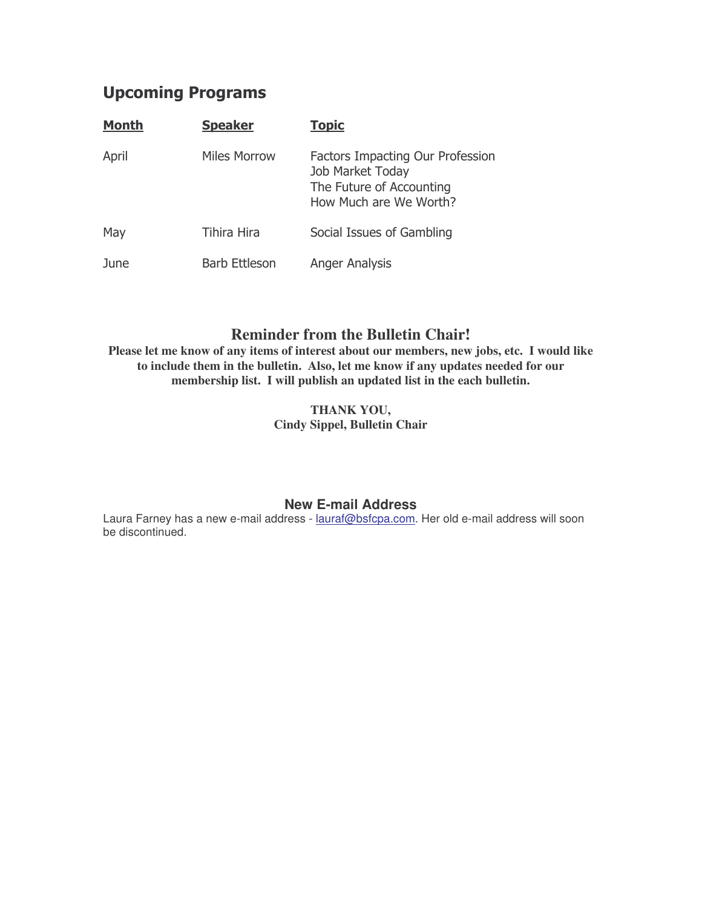## Upcoming Programs

| Month | Speaker | Topic |
| --- | --- | --- |
| April | Miles Morrow | Factors Impacting Our Profession<br>Job Market Today<br>The Future of Accounting<br>How Much are We Worth? |
| May | Tihira Hira | Social Issues of Gambling |
| June | Barb Ettleson | Anger Analysis |

## Reminder from the Bulletin Chair!

**Please let me know of any items of interest about our members, new jobs, etc. I would like to include them in the bulletin. Also, let me know if any updates needed for our membership list. I will publish an updated list in the each bulletin.**

**THANK YOU,**
**Cindy Sippel, Bulletin Chair**

### New E-mail Address

Laura Farney has a new e-mail address - lauraf@bsfcpa.com. Her old e-mail address will soon be discontinued.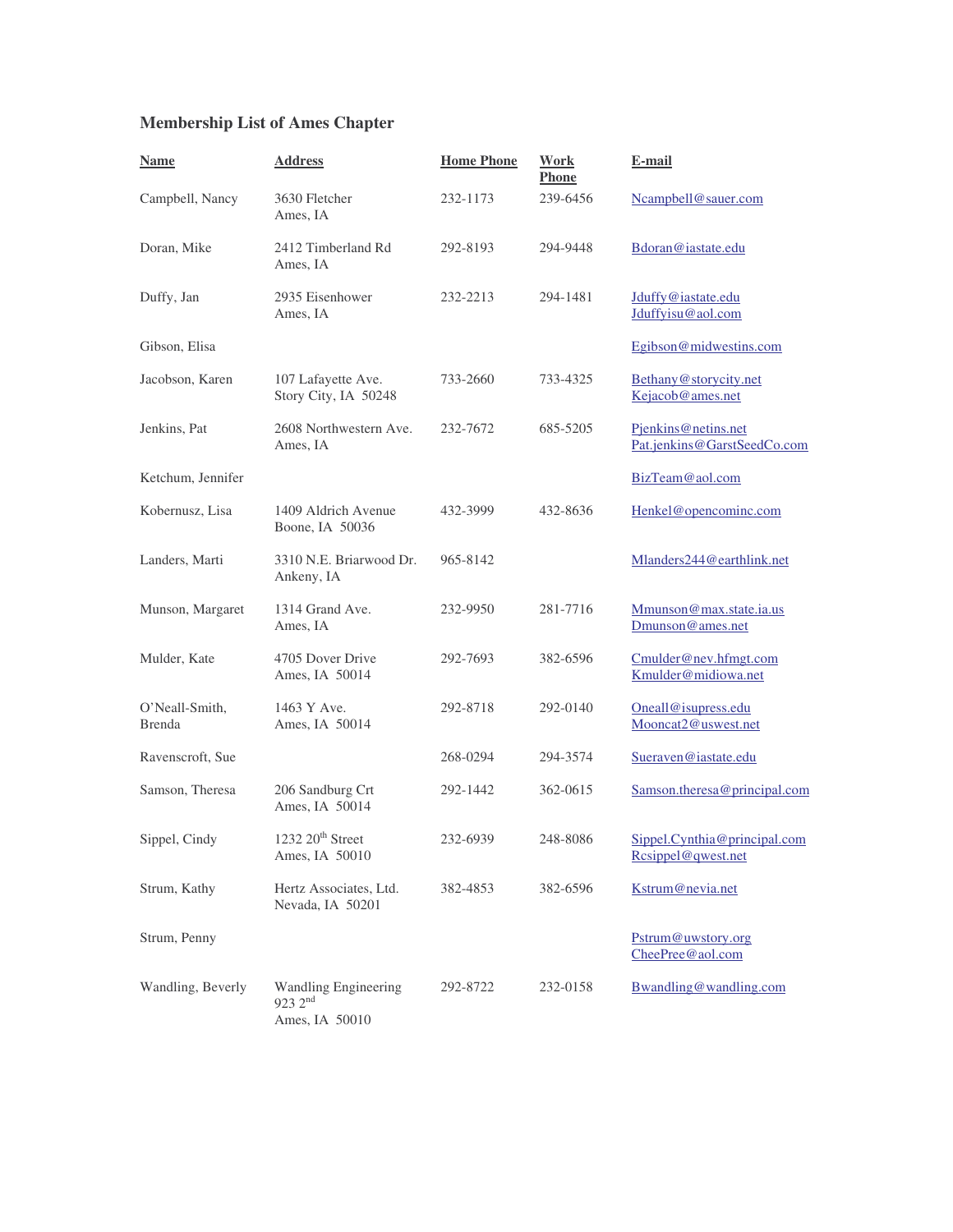**Membership List of Ames Chapter**

| Name | Address | Home Phone | Work Phone | E-mail |
|---|---|---|---|---|
| Campbell, Nancy | 3630 Fletcher<br>Ames, IA | 232-1173 | 239-6456 | Ncampbell@sauer.com |
| Doran, Mike | 2412 Timberland Rd<br>Ames, IA | 292-8193 | 294-9448 | Bdoran@iastate.edu |
| Duffy, Jan | 2935 Eisenhower<br>Ames, IA | 232-2213 | 294-1481 | Jduffy@iastate.edu<br>Jduffyisu@aol.com |
| Gibson, Elisa | | | | Egibson@midwestins.com |
| Jacobson, Karen | 107 Lafayette Ave.<br>Story City, IA 50248 | 733-2660 | 733-4325 | Bethany@storycity.net<br>Kejacob@ames.net |
| Jenkins, Pat | 2608 Northwestern Ave.<br>Ames, IA | 232-7672 | 685-5205 | Pjenkins@netins.net<br>Pat.jenkins@GarstSeedCo.com |
| Ketchum, Jennifer | | | | BizTeam@aol.com |
| Kobernusz, Lisa | 1409 Aldrich Avenue<br>Boone, IA 50036 | 432-3999 | 432-8636 | Henkel@opencominc.com |
| Landers, Marti | 3310 N.E. Briarwood Dr.<br>Ankeny, IA | 965-8142 | | Mlanders244@earthlink.net |
| Munson, Margaret | 1314 Grand Ave.<br>Ames, IA | 232-9950 | 281-7716 | Mmunson@max.state.ia.us<br>Dmunson@ames.net |
| Mulder, Kate | 4705 Dover Drive<br>Ames, IA 50014 | 292-7693 | 382-6596 | Cmulder@nev.hfmgt.com<br>Kmulder@midiowa.net |
| O'Neall-Smith, Brenda | 1463 Y Ave.<br>Ames, IA 50014 | 292-8718 | 292-0140 | Oneall@isupress.edu<br>Mooncat2@uswest.net |
| Ravenscroft, Sue | | 268-0294 | 294-3574 | Sueraven@iastate.edu |
| Samson, Theresa | 206 Sandburg Crt<br>Ames, IA 50014 | 292-1442 | 362-0615 | Samson.theresa@principal.com |
| Sippel, Cindy | 1232 20th Street<br>Ames, IA 50010 | 232-6939 | 248-8086 | Sippel.Cynthia@principal.com<br>Rcsippel@qwest.net |
| Strum, Kathy | Hertz Associates, Ltd.<br>Nevada, IA 50201 | 382-4853 | 382-6596 | Kstrum@nevia.net |
| Strum, Penny | | | | Pstrum@uwstory.org<br>CheePree@aol.com |
| Wandling, Beverly | Wandling Engineering<br>923 2nd<br>Ames, IA 50010 | 292-8722 | 232-0158 | Bwandling@wandling.com |